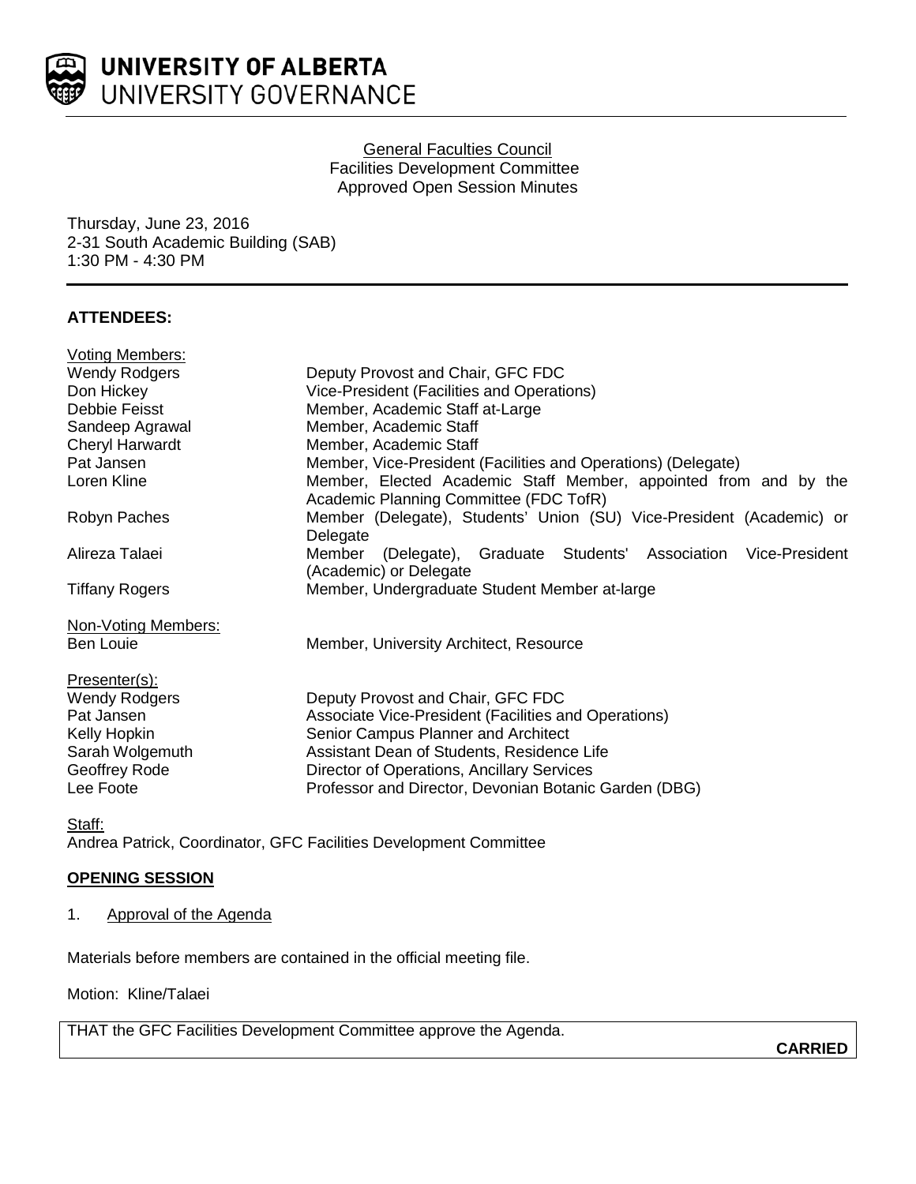UNIVERSITY OF ALBERTA
UNIVERSITY GOVERNANCE

General Faculties Council
Facilities Development Committee
Approved Open Session Minutes

Thursday, June 23, 2016
2-31 South Academic Building (SAB)
1:30 PM - 4:30 PM

**ATTENDEES:**

Voting Members:

| | |
|---|---|
| Wendy Rodgers | Deputy Provost and Chair, GFC FDC |
| Don Hickey | Vice-President (Facilities and Operations) |
| Debbie Feisst | Member, Academic Staff at-Large |
| Sandeep Agrawal | Member, Academic Staff |
| Cheryl Harwardt | Member, Academic Staff |
| Pat Jansen | Member, Vice-President (Facilities and Operations) (Delegate) |
| Loren Kline | Member, Elected Academic Staff Member, appointed from and by the Academic Planning Committee (FDC TofR) |
| Robyn Paches | Member (Delegate), Students' Union (SU) Vice-President (Academic) or Delegate |
| Alireza Talaei | Member (Delegate), Graduate Students' Association Vice-President (Academic) or Delegate |
| Tiffany Rogers | Member, Undergraduate Student Member at-large |

Non-Voting Members:

| | |
|---|---|
| Ben Louie | Member, University Architect, Resource |

Presenter(s):

| | |
|---|---|
| Wendy Rodgers | Deputy Provost and Chair, GFC FDC |
| Pat Jansen | Associate Vice-President (Facilities and Operations) |
| Kelly Hopkin | Senior Campus Planner and Architect |
| Sarah Wolgemuth | Assistant Dean of Students, Residence Life |
| Geoffrey Rode | Director of Operations, Ancillary Services |
| Lee Foote | Professor and Director, Devonian Botanic Garden (DBG) |

Staff:
Andrea Patrick, Coordinator, GFC Facilities Development Committee

**OPENING SESSION**

1. Approval of the Agenda

Materials before members are contained in the official meeting file.

Motion: Kline/Talaei

THAT the GFC Facilities Development Committee approve the Agenda.

**CARRIED**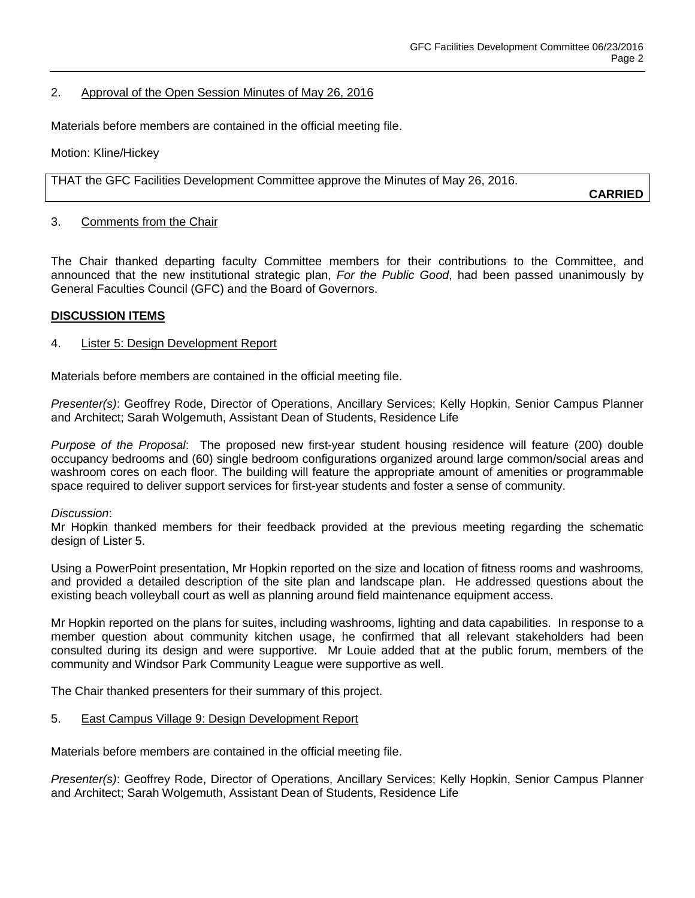2. Approval of the Open Session Minutes of May 26, 2016

Materials before members are contained in the official meeting file.

Motion: Kline/Hickey

THAT the GFC Facilities Development Committee approve the Minutes of May 26, 2016.

**CARRIED**

3. Comments from the Chair

The Chair thanked departing faculty Committee members for their contributions to the Committee, and announced that the new institutional strategic plan, *For the Public Good*, had been passed unanimously by General Faculties Council (GFC) and the Board of Governors.

**DISCUSSION ITEMS**

4. Lister 5: Design Development Report

Materials before members are contained in the official meeting file.

*Presenter(s)*: Geoffrey Rode, Director of Operations, Ancillary Services; Kelly Hopkin, Senior Campus Planner and Architect; Sarah Wolgemuth, Assistant Dean of Students, Residence Life

*Purpose of the Proposal*: The proposed new first-year student housing residence will feature (200) double occupancy bedrooms and (60) single bedroom configurations organized around large common/social areas and washroom cores on each floor. The building will feature the appropriate amount of amenities or programmable space required to deliver support services for first-year students and foster a sense of community.

*Discussion*:
Mr Hopkin thanked members for their feedback provided at the previous meeting regarding the schematic design of Lister 5.

Using a PowerPoint presentation, Mr Hopkin reported on the size and location of fitness rooms and washrooms, and provided a detailed description of the site plan and landscape plan. He addressed questions about the existing beach volleyball court as well as planning around field maintenance equipment access.

Mr Hopkin reported on the plans for suites, including washrooms, lighting and data capabilities. In response to a member question about community kitchen usage, he confirmed that all relevant stakeholders had been consulted during its design and were supportive. Mr Louie added that at the public forum, members of the community and Windsor Park Community League were supportive as well.

The Chair thanked presenters for their summary of this project.

5. East Campus Village 9: Design Development Report

Materials before members are contained in the official meeting file.

*Presenter(s)*: Geoffrey Rode, Director of Operations, Ancillary Services; Kelly Hopkin, Senior Campus Planner and Architect; Sarah Wolgemuth, Assistant Dean of Students, Residence Life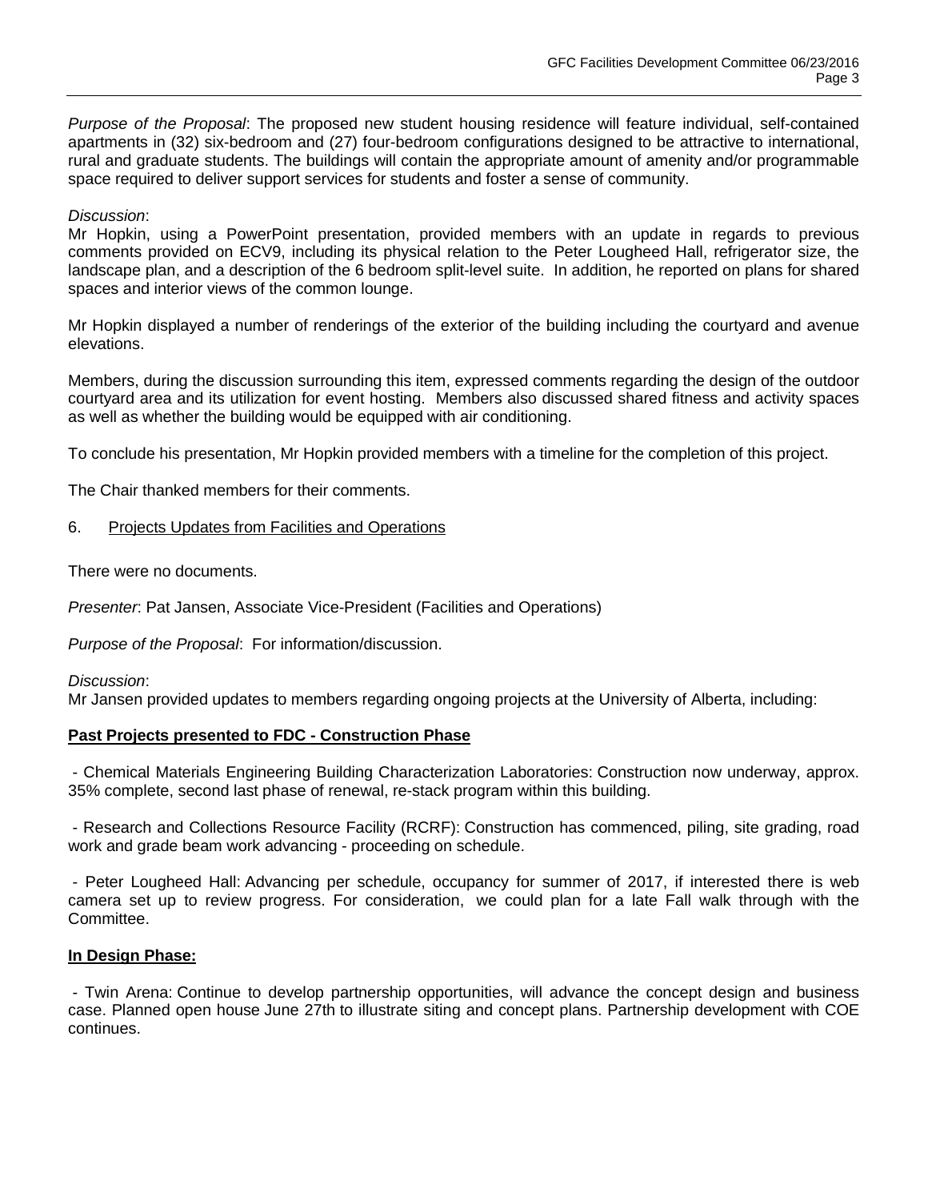*Purpose of the Proposal*: The proposed new student housing residence will feature individual, self-contained apartments in (32) six-bedroom and (27) four-bedroom configurations designed to be attractive to international, rural and graduate students. The buildings will contain the appropriate amount of amenity and/or programmable space required to deliver support services for students and foster a sense of community.

*Discussion*:
Mr Hopkin, using a PowerPoint presentation, provided members with an update in regards to previous comments provided on ECV9, including its physical relation to the Peter Lougheed Hall, refrigerator size, the landscape plan, and a description of the 6 bedroom split-level suite. In addition, he reported on plans for shared spaces and interior views of the common lounge.

Mr Hopkin displayed a number of renderings of the exterior of the building including the courtyard and avenue elevations.

Members, during the discussion surrounding this item, expressed comments regarding the design of the outdoor courtyard area and its utilization for event hosting. Members also discussed shared fitness and activity spaces as well as whether the building would be equipped with air conditioning.

To conclude his presentation, Mr Hopkin provided members with a timeline for the completion of this project.

The Chair thanked members for their comments.

6. <u>Projects Updates from Facilities and Operations</u>

There were no documents.

*Presenter*: Pat Jansen, Associate Vice-President (Facilities and Operations)

*Purpose of the Proposal*: For information/discussion.

*Discussion*:
Mr Jansen provided updates to members regarding ongoing projects at the University of Alberta, including:

**<u>Past Projects presented to FDC - Construction Phase</u>**

- Chemical Materials Engineering Building Characterization Laboratories: Construction now underway, approx. 35% complete, second last phase of renewal, re-stack program within this building.

- Research and Collections Resource Facility (RCRF): Construction has commenced, piling, site grading, road work and grade beam work advancing - proceeding on schedule.

- Peter Lougheed Hall: Advancing per schedule, occupancy for summer of 2017, if interested there is web camera set up to review progress. For consideration, we could plan for a late Fall walk through with the Committee.

**<u>In Design Phase:</u>**

- Twin Arena: Continue to develop partnership opportunities, will advance the concept design and business case. Planned open house June 27th to illustrate siting and concept plans. Partnership development with COE continues.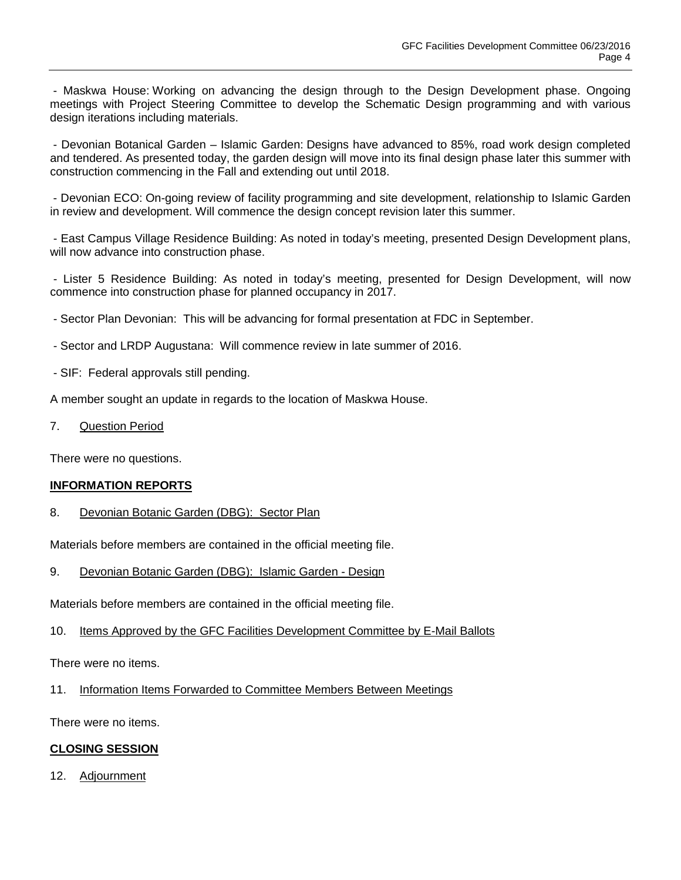- Maskwa House: Working on advancing the design through to the Design Development phase. Ongoing meetings with Project Steering Committee to develop the Schematic Design programming and with various design iterations including materials.

- Devonian Botanical Garden – Islamic Garden: Designs have advanced to 85%, road work design completed and tendered. As presented today, the garden design will move into its final design phase later this summer with construction commencing in the Fall and extending out until 2018.

- Devonian ECO: On-going review of facility programming and site development, relationship to Islamic Garden in review and development. Will commence the design concept revision later this summer.

- East Campus Village Residence Building: As noted in today's meeting, presented Design Development plans, will now advance into construction phase.

- Lister 5 Residence Building: As noted in today's meeting, presented for Design Development, will now commence into construction phase for planned occupancy in 2017.

- Sector Plan Devonian: This will be advancing for formal presentation at FDC in September.

- Sector and LRDP Augustana: Will commence review in late summer of 2016.

- SIF: Federal approvals still pending.

A member sought an update in regards to the location of Maskwa House.

7. Question Period

There were no questions.

**INFORMATION REPORTS**

8. Devonian Botanic Garden (DBG): Sector Plan

Materials before members are contained in the official meeting file.

9. Devonian Botanic Garden (DBG): Islamic Garden - Design

Materials before members are contained in the official meeting file.

10. Items Approved by the GFC Facilities Development Committee by E-Mail Ballots

There were no items.

11. Information Items Forwarded to Committee Members Between Meetings

There were no items.

**CLOSING SESSION**

12. Adjournment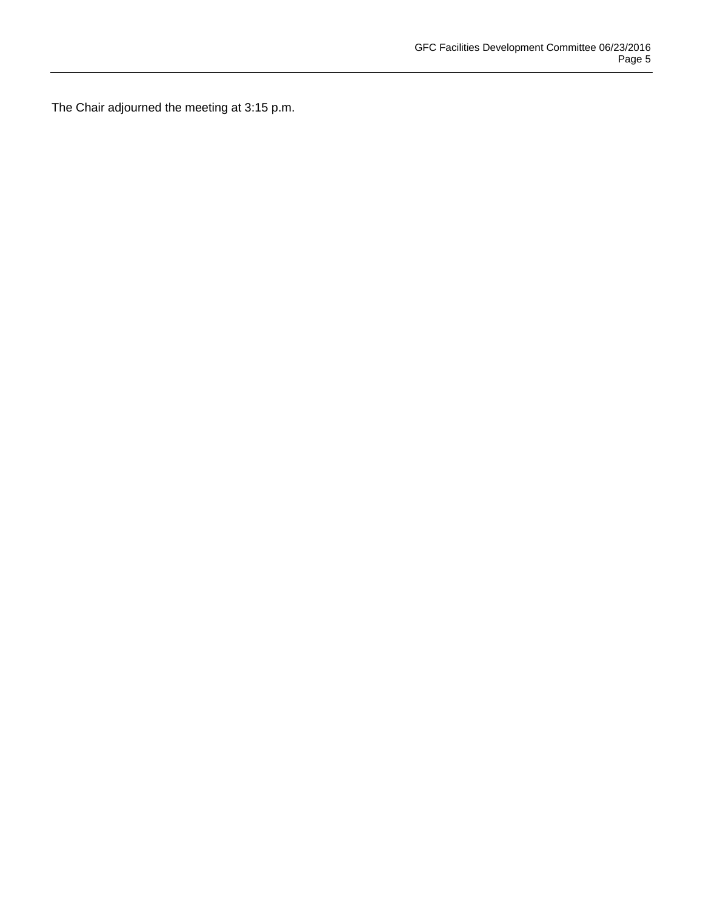The Chair adjourned the meeting at 3:15 p.m.